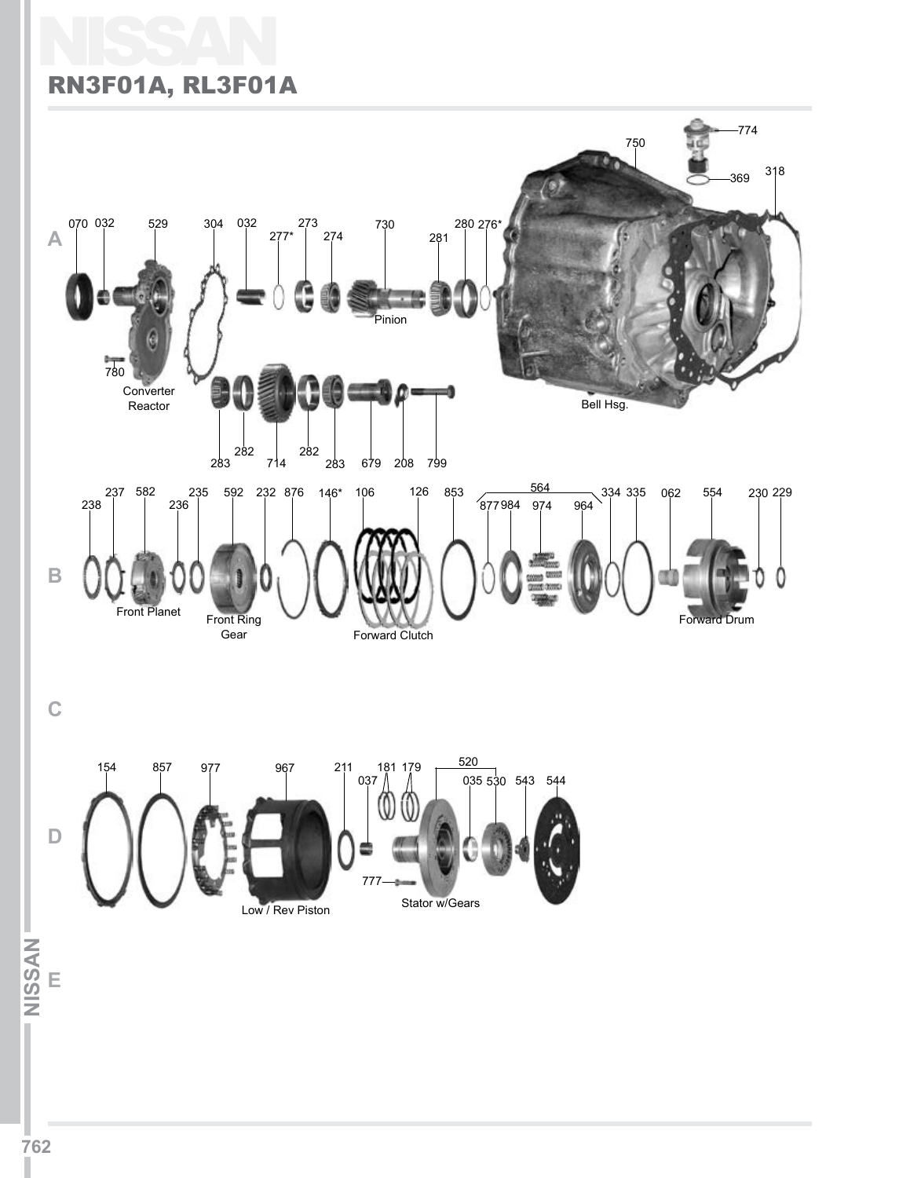# NISSAN

## RN3F01A, RL3F01A

A

070 032 529 304 032 277* 273 274 730 281 280 276* 750 774 369 318

Pinion

780

Converter Reactor

Bell Hsg.

283 282 714 282 283 679 208 799

B

238 237 582 236 235 592 232 876 146* 106 126 853 564 877 984 974 964 334 335 062 554 230 229

Front Planet

Front Ring Gear

Forward Clutch

Forward Drum

C

D

154 857 977 967 211 037 181 179 520 035 530 543 544

777

Low / Rev Piston

Stator w/Gears

E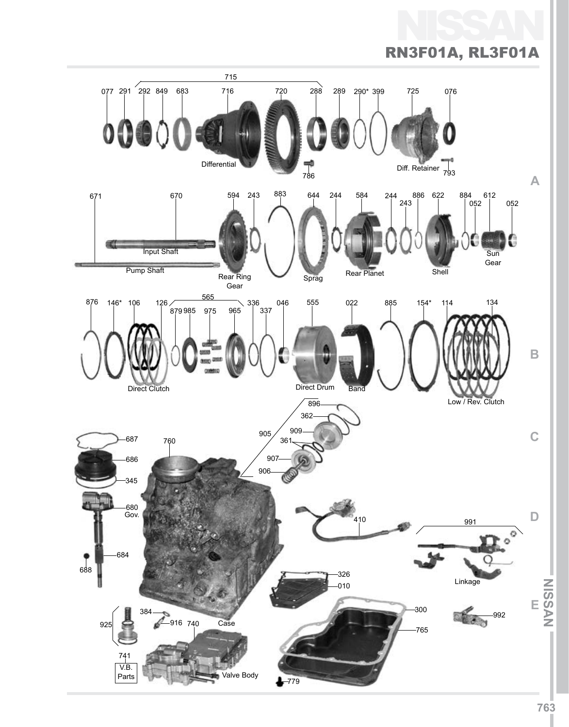# NISSAN

## RN3F01A, RL3F01A

715

077 291 292 849 683 716 720 288 289 290* 399 725 076

Differential

786

Diff. Retainer 793

671 670 594 243 883 644 244 584 244 243 886 622 884 052 612 052

Input Shaft

Pump Shaft

Rear Ring Gear

Sprag

Rear Planet

Shell

Sun Gear

876 146* 106 126 565 879 985 975 965 336 337 046 555 022 885 154* 114 134

Direct Clutch

Direct Drum

Band

Low / Rev. Clutch

896

362

909

905

361

907

906

687

686

345

680 Gov.

684

688

760

410

991

Linkage

326

010

300

765

992

925

384

916 740 Case

741 V.B. Parts

Valve Body

779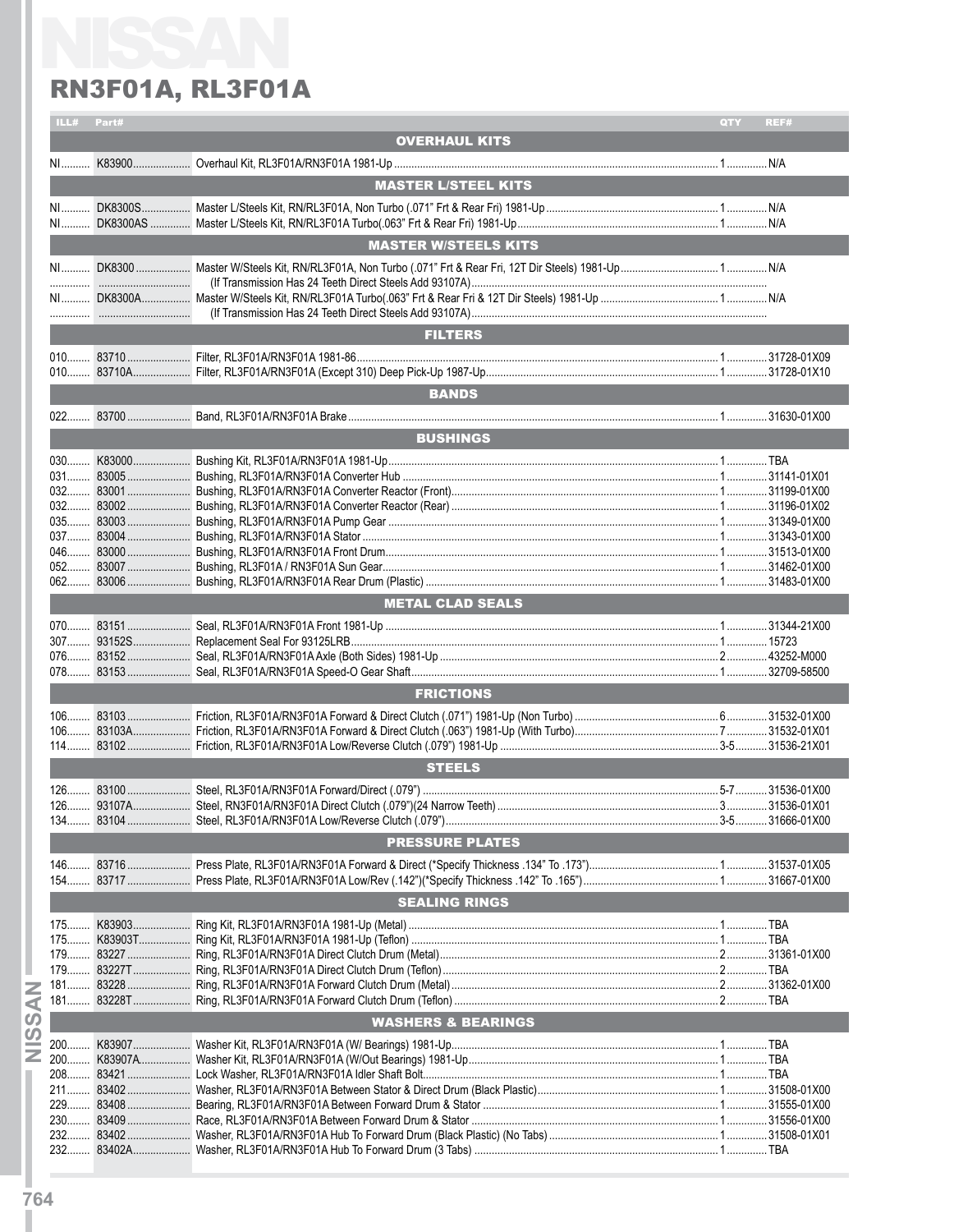# RN3F01A, RL3F01A

| ILL# | Part# | Description | QTY | REF# |
|---|---|---|---|---|
| | | **OVERHAUL KITS** | | |
| NI | K83900 | Overhaul Kit, RL3F01A/RN3F01A 1981-Up | 1 | N/A |
| | | **MASTER L/STEEL KITS** | | |
| NI | DK8300S | Master L/Steels Kit, RN/RL3F01A, Non Turbo (.071" Frt & Rear Fri) 1981-Up | 1 | N/A |
| NI | DK8300AS | Master L/Steels Kit, RN/RL3F01A Turbo(.063" Frt & Rear Fri) 1981-Up | 1 | N/A |
| | | **MASTER W/STEELS KITS** | | |
| NI | DK8300 | Master W/Steels Kit, RN/RL3F01A, Non Turbo (.071" Frt & Rear Fri, 12T Dir Steels) 1981-Up | 1 | N/A |
| | | (If Transmission Has 24 Teeth Direct Steels Add 93107A) | | |
| NI | DK8300A | Master W/Steels Kit, RN/RL3F01A Turbo(.063" Frt & Rear Fri & 12T Dir Steels) 1981-Up | 1 | N/A |
| | | (If Transmission Has 24 Teeth Direct Steels Add 93107A) | | |
| | | **FILTERS** | | |
| 010 | 83710 | Filter, RL3F01A/RN3F01A 1981-86 | 1 | 31728-01X09 |
| 010 | 83710A | Filter, RL3F01A/RN3F01A (Except 310) Deep Pick-Up 1987-Up | 1 | 31728-01X10 |
| | | **BANDS** | | |
| 022 | 83700 | Band, RL3F01A/RN3F01A Brake | 1 | 31630-01X00 |
| | | **BUSHINGS** | | |
| 030 | K83000 | Bushing Kit, RL3F01A/RN3F01A 1981-Up | 1 | TBA |
| 031 | 83005 | Bushing, RL3F01A/RN3F01A Converter Hub | 1 | 31141-01X01 |
| 032 | 83001 | Bushing, RL3F01A/RN3F01A Converter Reactor (Front) | 1 | 31199-01X00 |
| 032 | 83002 | Bushing, RL3F01A/RN3F01A Converter Reactor (Rear) | 1 | 31196-01X02 |
| 035 | 83003 | Bushing, RL3F01A/RN3F01A Pump Gear | 1 | 31349-01X00 |
| 037 | 83004 | Bushing, RL3F01A/RN3F01A Stator | 1 | 31343-01X00 |
| 046 | 83000 | Bushing, RL3F01A/RN3F01A Front Drum | 1 | 31513-01X00 |
| 052 | 83007 | Bushing, RL3F01A / RN3F01A Sun Gear | 1 | 31462-01X00 |
| 062 | 83006 | Bushing, RL3F01A/RN3F01A Rear Drum (Plastic) | 1 | 31483-01X00 |
| | | **METAL CLAD SEALS** | | |
| 070 | 83151 | Seal, RL3F01A/RN3F01A Front 1981-Up | 1 | 31344-21X00 |
| 307 | 93152S | Replacement Seal For 93125LRB | 1 | 15723 |
| 076 | 83152 | Seal, RL3F01A/RN3F01A Axle (Both Sides) 1981-Up | 2 | 43252-M000 |
| 078 | 83153 | Seal, RL3F01A/RN3F01A Speed-O Gear Shaft | 1 | 32709-58500 |
| | | **FRICTIONS** | | |
| 106 | 83103 | Friction, RL3F01A/RN3F01A Forward & Direct Clutch (.071") 1981-Up (Non Turbo) | 6 | 31532-01X00 |
| 106 | 83103A | Friction, RL3F01A/RN3F01A Forward & Direct Clutch (.063") 1981-Up (With Turbo) | 7 | 31532-01X01 |
| 114 | 83102 | Friction, RL3F01A/RN3F01A Low/Reverse Clutch (.079") 1981-Up | 3-5 | 31536-21X01 |
| | | **STEELS** | | |
| 126 | 83100 | Steel, RL3F01A/RN3F01A Forward/Direct (.079") | 5-7 | 31536-01X00 |
| 126 | 93107A | Steel, RN3F01A/RN3F01A Direct Clutch (.079")(24 Narrow Teeth) | 3 | 31536-01X01 |
| 134 | 83104 | Steel, RL3F01A/RN3F01A Low/Reverse Clutch (.079") | 3-5 | 31666-01X00 |
| | | **PRESSURE PLATES** | | |
| 146 | 83716 | Press Plate, RL3F01A/RN3F01A Forward & Direct (*Specify Thickness .134" To .173") | 1 | 31537-01X05 |
| 154 | 83717 | Press Plate, RL3F01A/RN3F01A Low/Rev (.142")(*Specify Thickness .142" To .165") | 1 | 31667-01X00 |
| | | **SEALING RINGS** | | |
| 175 | K83903 | Ring Kit, RL3F01A/RN3F01A 1981-Up (Metal) | 1 | TBA |
| 175 | K83903T | Ring Kit, RL3F01A/RN3F01A 1981-Up (Teflon) | 1 | TBA |
| 179 | 83227 | Ring, RL3F01A/RN3F01A Direct Clutch Drum (Metal) | 2 | 31361-01X00 |
| 179 | 83227T | Ring, RL3F01A/RN3F01A Direct Clutch Drum (Teflon) | 2 | TBA |
| 181 | 83228 | Ring, RL3F01A/RN3F01A Forward Clutch Drum (Metal) | 2 | 31362-01X00 |
| 181 | 83228T | Ring, RL3F01A/RN3F01A Forward Clutch Drum (Teflon) | 2 | TBA |
| | | **WASHERS & BEARINGS** | | |
| 200 | K83907 | Washer Kit, RL3F01A/RN3F01A (W/ Bearings) 1981-Up | 1 | TBA |
| 200 | K83907A | Washer Kit, RL3F01A/RN3F01A (W/Out Bearings) 1981-Up | 1 | TBA |
| 208 | 83421 | Lock Washer, RL3F01A/RN3F01A Idler Shaft Bolt | 1 | TBA |
| 211 | 83402 | Washer, RL3F01A/RN3F01A Between Stator & Direct Drum (Black Plastic) | 1 | 31508-01X00 |
| 229 | 83408 | Bearing, RL3F01A/RN3F01A Between Forward Drum & Stator | 1 | 31555-01X00 |
| 230 | 83409 | Race, RL3F01A/RN3F01A Between Forward Drum & Stator | 1 | 31556-01X00 |
| 232 | 83402 | Washer, RL3F01A/RN3F01A Hub To Forward Drum (Black Plastic) (No Tabs) | 1 | 31508-01X01 |
| 232 | 83402A | Washer, RL3F01A/RN3F01A Hub To Forward Drum (3 Tabs) | 1 | TBA |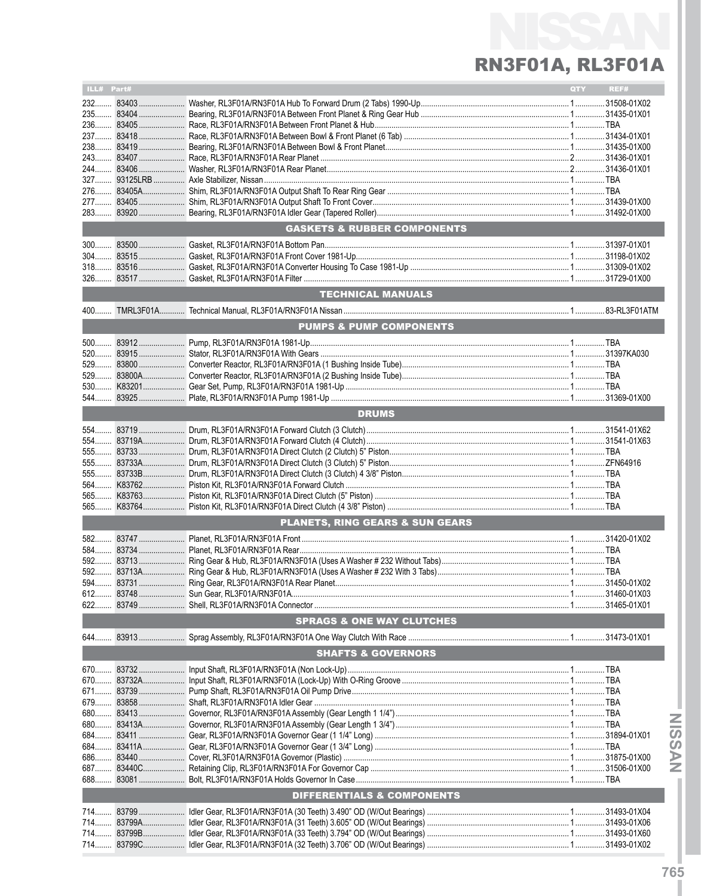# NISSAN

## RN3F01A, RL3F01A

| ILL# | Part# | | QTY | REF# |
|---|---|---|---|---|
| 232 | 83403 | Washer, RL3F01A/RN3F01A Hub To Forward Drum (2 Tabs) 1990-Up | 1 | 31508-01X02 |
| 235 | 83404 | Bearing, RL3F01A/RN3F01A Between Front Planet & Ring Gear Hub | 1 | 31435-01X01 |
| 236 | 83405 | Race, RL3F01A/RN3F01A Between Front Planet & Hub | 1 | TBA |
| 237 | 83418 | Race, RL3F01A/RN3F01A Between Bowl & Front Planet (6 Tab) | 1 | 31434-01X01 |
| 238 | 83419 | Bearing, RL3F01A/RN3F01A Between Bowl & Front Planet | 1 | 31435-01X00 |
| 243 | 83407 | Race, RL3F01A/RN3F01A Rear Planet | 2 | 31436-01X01 |
| 244 | 83406 | Washer, RL3F01A/RN3F01A Rear Planet | 2 | 31436-01X01 |
| 327 | 93125LRB | Axle Stabilizer, Nissan | 1 | TBA |
| 276 | 83405A | Shim, RL3F01A/RN3F01A Output Shaft To Rear Ring Gear | 1 | TBA |
| 277 | 83405 | Shim, RL3F01A/RN3F01A Output Shaft To Front Cover | 1 | 31439-01X00 |
| 283 | 83920 | Bearing, RL3F01A/RN3F01A Idler Gear (Tapered Roller) | 1 | 31492-01X00 |
| | | **GASKETS & RUBBER COMPONENTS** | | |
| 300 | 83500 | Gasket, RL3F01A/RN3F01A Bottom Pan | 1 | 31397-01X01 |
| 304 | 83515 | Gasket, RL3F01A/RN3F01A Front Cover 1981-Up | 1 | 31198-01X02 |
| 318 | 83516 | Gasket, RL3F01A/RN3F01A Converter Housing To Case 1981-Up | 1 | 31309-01X02 |
| 326 | 83517 | Gasket, RL3F01A/RN3F01A Filter | 1 | 31729-01X00 |
| | | **TECHNICAL MANUALS** | | |
| 400 | TMRL3F01A | Technical Manual, RL3F01A/RN3F01A Nissan | 1 | 83-RL3F01ATM |
| | | **PUMPS & PUMP COMPONENTS** | | |
| 500 | 83912 | Pump, RL3F01A/RN3F01A 1981-Up | 1 | TBA |
| 520 | 83915 | Stator, RL3F01A/RN3F01A With Gears | 1 | 31397KA030 |
| 529 | 83800 | Converter Reactor, RL3F01A/RN3F01A (1 Bushing Inside Tube) | 1 | TBA |
| 529 | 83800A | Converter Reactor, RL3F01A/RN3F01A (2 Bushing Inside Tube) | 1 | TBA |
| 530 | K83201 | Gear Set, Pump, RL3F01A/RN3F01A 1981-Up | 1 | TBA |
| 544 | 83925 | Plate, RL3F01A/RN3F01A Pump 1981-Up | 1 | 31369-01X00 |
| | | **DRUMS** | | |
| 554 | 83719 | Drum, RL3F01A/RN3F01A Forward Clutch (3 Clutch) | 1 | 31541-01X62 |
| 554 | 83719A | Drum, RL3F01A/RN3F01A Forward Clutch (4 Clutch) | 1 | 31541-01X63 |
| 555 | 83733 | Drum, RL3F01A/RN3F01A Direct Clutch (2 Clutch) 5" Piston | 1 | TBA |
| 555 | 83733A | Drum, RL3F01A/RN3F01A Direct Clutch (3 Clutch) 5" Piston | 1 | ZFN64916 |
| 555 | 83733B | Drum, RL3F01A/RN3F01A Direct Clutch (3 Clutch) 4 3/8" Piston | 1 | TBA |
| 564 | K83762 | Piston Kit, RL3F01A/RN3F01A Forward Clutch | 1 | TBA |
| 565 | K83763 | Piston Kit, RL3F01A/RN3F01A Direct Clutch (5" Piston) | 1 | TBA |
| 565 | K83764 | Piston Kit, RL3F01A/RN3F01A Direct Clutch (4 3/8" Piston) | 1 | TBA |
| | | **PLANETS, RING GEARS & SUN GEARS** | | |
| 582 | 83747 | Planet, RL3F01A/RN3F01A Front | 1 | 31420-01X02 |
| 584 | 83734 | Planet, RL3F01A/RN3F01A Rear | 1 | TBA |
| 592 | 83713 | Ring Gear & Hub, RL3F01A/RN3F01A (Uses A Washer # 232 Without Tabs) | 1 | TBA |
| 592 | 83713A | Ring Gear & Hub, RL3F01A/RN3F01A (Uses A Washer # 232 With 3 Tabs) | 1 | TBA |
| 594 | 83731 | Ring Gear, RL3F01A/RN3F01A Rear Planet | 1 | 31450-01X02 |
| 612 | 83748 | Sun Gear, RL3F01A/RN3F01A | 1 | 31460-01X03 |
| 622 | 83749 | Shell, RL3F01A/RN3F01A Connector | 1 | 31465-01X01 |
| | | **SPRAGS & ONE WAY CLUTCHES** | | |
| 644 | 83913 | Sprag Assembly, RL3F01A/RN3F01A One Way Clutch With Race | 1 | 31473-01X01 |
| | | **SHAFTS & GOVERNORS** | | |
| 670 | 83732 | Input Shaft, RL3F01A/RN3F01A (Non Lock-Up) | 1 | TBA |
| 670 | 83732A | Input Shaft, RL3F01A/RN3F01A (Lock-Up) With O-Ring Groove | 1 | TBA |
| 671 | 83739 | Pump Shaft, RL3F01A/RN3F01A Oil Pump Drive | 1 | TBA |
| 679 | 83858 | Shaft, RL3F01A/RN3F01A Idler Gear | 1 | TBA |
| 680 | 83413 | Governor, RL3F01A/RN3F01A Assembly (Gear Length 1 1/4") | 1 | TBA |
| 680 | 83413A | Governor, RL3F01A/RN3F01A Assembly (Gear Length 1 3/4") | 1 | TBA |
| 684 | 83411 | Gear, RL3F01A/RN3F01A Governor Gear (1 1/4" Long) | 1 | 31894-01X01 |
| 684 | 83411A | Gear, RL3F01A/RN3F01A Governor Gear (1 3/4" Long) | 1 | TBA |
| 686 | 83440 | Cover, RL3F01A/RN3F01A Governor (Plastic) | 1 | 31875-01X00 |
| 687 | 83440C | Retaining Clip, RL3F01A/RN3F01A For Governor Cap | 1 | 31506-01X00 |
| 688 | 83081 | Bolt, RL3F01A/RN3F01A Holds Governor In Case | 1 | TBA |
| | | **DIFFERENTIALS & COMPONENTS** | | |
| 714 | 83799 | Idler Gear, RL3F01A/RN3F01A (30 Teeth) 3.490" OD (W/Out Bearings) | 1 | 31493-01X04 |
| 714 | 83799A | Idler Gear, RL3F01A/RN3F01A (31 Teeth) 3.605" OD (W/Out Bearings) | 1 | 31493-01X06 |
| 714 | 83799B | Idler Gear, RL3F01A/RN3F01A (33 Teeth) 3.794" OD (W/Out Bearings) | 1 | 31493-01X60 |
| 714 | 83799C | Idler Gear, RL3F01A/RN3F01A (32 Teeth) 3.706" OD (W/Out Bearings) | 1 | 31493-01X02 |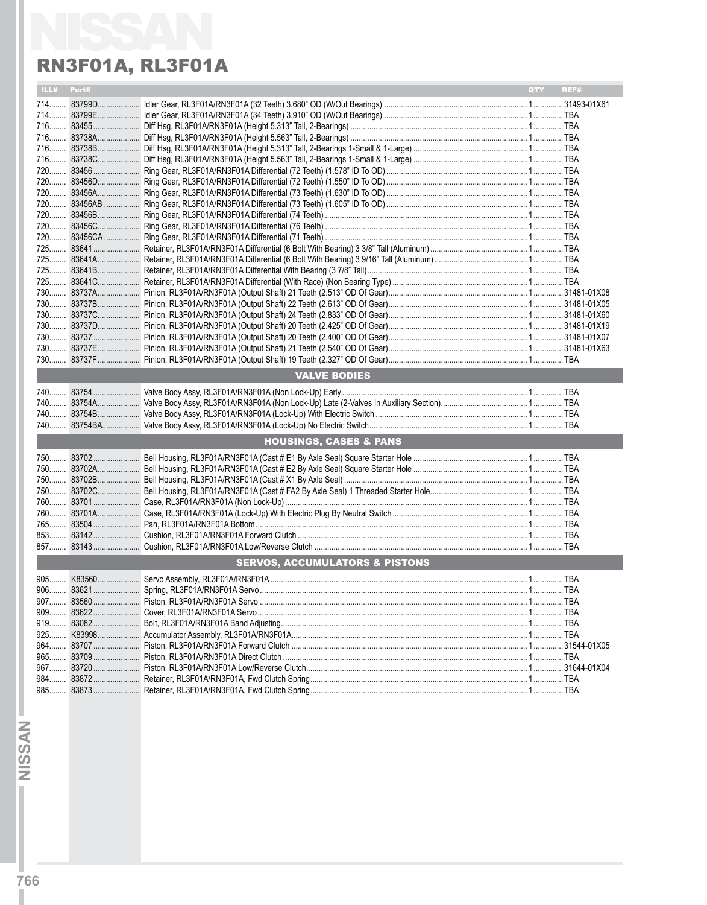# RN3F01A, RL3F01A

| ILL# | Part# | | QTY | REF# |
|---|---|---|---|---|
| 714 | 83799D | Idler Gear, RL3F01A/RN3F01A (32 Teeth) 3.680" OD (W/Out Bearings) | 1 | 31493-01X61 |
| 714 | 83799E | Idler Gear, RL3F01A/RN3F01A (34 Teeth) 3.910" OD (W/Out Bearings) | 1 | TBA |
| 716 | 83455 | Diff Hsg, RL3F01A/RN3F01A (Height 5.313" Tall, 2-Bearings) | 1 | TBA |
| 716 | 83738A | Diff Hsg, RL3F01A/RN3F01A (Height 5.563" Tall, 2-Bearings) | 1 | TBA |
| 716 | 83738B | Diff Hsg, RL3F01A/RN3F01A (Height 5.313" Tall, 2-Bearings 1-Small & 1-Large) | 1 | TBA |
| 716 | 83738C | Diff Hsg, RL3F01A/RN3F01A (Height 5.563" Tall, 2-Bearings 1-Small & 1-Large) | 1 | TBA |
| 720 | 83456 | Ring Gear, RL3F01A/RN3F01A Differential (72 Teeth) (1.578" ID To OD) | 1 | TBA |
| 720 | 83456D | Ring Gear, RL3F01A/RN3F01A Differential (72 Teeth) (1.550" ID To OD) | 1 | TBA |
| 720 | 83456A | Ring Gear, RL3F01A/RN3F01A Differential (73 Teeth) (1.630" ID To OD) | 1 | TBA |
| 720 | 83456AB | Ring Gear, RL3F01A/RN3F01A Differential (73 Teeth) (1.605" ID To OD) | 1 | TBA |
| 720 | 83456B | Ring Gear, RL3F01A/RN3F01A Differential (74 Teeth) | 1 | TBA |
| 720 | 83456C | Ring Gear, RL3F01A/RN3F01A Differential (76 Teeth) | 1 | TBA |
| 720 | 83456CA | Ring Gear, RL3F01A/RN3F01A Differential (71 Teeth) | 1 | TBA |
| 725 | 83641 | Retainer, RL3F01A/RN3F01A Differential (6 Bolt With Bearing) 3 3/8" Tall (Aluminum) | 1 | TBA |
| 725 | 83641A | Retainer, RL3F01A/RN3F01A Differential (6 Bolt With Bearing) 3 9/16" Tall (Aluminum) | 1 | TBA |
| 725 | 83641B | Retainer, RL3F01A/RN3F01A Differential With Bearing (3 7/8" Tall) | 1 | TBA |
| 725 | 83641C | Retainer, RL3F01A/RN3F01A Differential (With Race) (Non Bearing Type) | 1 | TBA |
| 730 | 83737A | Pinion, RL3F01A/RN3F01A (Output Shaft) 21 Teeth (2.513" OD Of Gear) | 1 | 31481-01X08 |
| 730 | 83737B | Pinion, RL3F01A/RN3F01A (Output Shaft) 22 Teeth (2.613" OD Of Gear) | 1 | 31481-01X05 |
| 730 | 83737C | Pinion, RL3F01A/RN3F01A (Output Shaft) 24 Teeth (2.833" OD Of Gear) | 1 | 31481-01X60 |
| 730 | 83737D | Pinion, RL3F01A/RN3F01A (Output Shaft) 20 Teeth (2.425" OD Of Gear) | 1 | 31481-01X19 |
| 730 | 83737 | Pinion, RL3F01A/RN3F01A (Output Shaft) 20 Teeth (2.400" OD Of Gear) | 1 | 31481-01X07 |
| 730 | 83737E | Pinion, RL3F01A/RN3F01A (Output Shaft) 21 Teeth (2.540" OD Of Gear) | 1 | 31481-01X63 |
| 730 | 83737F | Pinion, RL3F01A/RN3F01A (Output Shaft) 19 Teeth (2.327" OD Of Gear) | 1 | TBA |
| | | **VALVE BODIES** | | |
| 740 | 83754 | Valve Body Assy, RL3F01A/RN3F01A (Non Lock-Up) Early | 1 | TBA |
| 740 | 83754A | Valve Body Assy, RL3F01A/RN3F01A (Non Lock-Up) Late (2-Valves In Auxiliary Section) | 1 | TBA |
| 740 | 83754B | Valve Body Assy, RL3F01A/RN3F01A (Lock-Up) With Electric Switch | 1 | TBA |
| 740 | 83754BA | Valve Body Assy, RL3F01A/RN3F01A (Lock-Up) No Electric Switch | 1 | TBA |
| | | **HOUSINGS, CASES & PANS** | | |
| 750 | 83702 | Bell Housing, RL3F01A/RN3F01A (Cast # E1 By Axle Seal) Square Starter Hole | 1 | TBA |
| 750 | 83702A | Bell Housing, RL3F01A/RN3F01A (Cast # E2 By Axle Seal) Square Starter Hole | 1 | TBA |
| 750 | 83702B | Bell Housing, RL3F01A/RN3F01A (Cast # X1 By Axle Seal) | 1 | TBA |
| 750 | 83702C | Bell Housing, RL3F01A/RN3F01A (Cast # FA2 By Axle Seal) 1 Threaded Starter Hole | 1 | TBA |
| 760 | 83701 | Case, RL3F01A/RN3F01A (Non Lock-Up) | 1 | TBA |
| 760 | 83701A | Case, RL3F01A/RN3F01A (Lock-Up) With Electric Plug By Neutral Switch | 1 | TBA |
| 765 | 83504 | Pan, RL3F01A/RN3F01A Bottom | 1 | TBA |
| 853 | 83142 | Cushion, RL3F01A/RN3F01A Forward Clutch | 1 | TBA |
| 857 | 83143 | Cushion, RL3F01A/RN3F01A Low/Reverse Clutch | 1 | TBA |
| | | **SERVOS, ACCUMULATORS & PISTONS** | | |
| 905 | K83560 | Servo Assembly, RL3F01A/RN3F01A | 1 | TBA |
| 906 | 83621 | Spring, RL3F01A/RN3F01A Servo | 1 | TBA |
| 907 | 83560 | Piston, RL3F01A/RN3F01A Servo | 1 | TBA |
| 909 | 83622 | Cover, RL3F01A/RN3F01A Servo | 1 | TBA |
| 919 | 83082 | Bolt, RL3F01A/RN3F01A Band Adjusting | 1 | TBA |
| 925 | K83998 | Accumulator Assembly, RL3F01A/RN3F01A | 1 | TBA |
| 964 | 83707 | Piston, RL3F01A/RN3F01A Forward Clutch | 1 | 31544-01X05 |
| 965 | 83709 | Piston, RL3F01A/RN3F01A Direct Clutch | 1 | TBA |
| 967 | 83720 | Piston, RL3F01A/RN3F01A Low/Reverse Clutch | 1 | 31644-01X04 |
| 984 | 83872 | Retainer, RL3F01A/RN3F01A, Fwd Clutch Spring | 1 | TBA |
| 985 | 83873 | Retainer, RL3F01A/RN3F01A, Fwd Clutch Spring | 1 | TBA |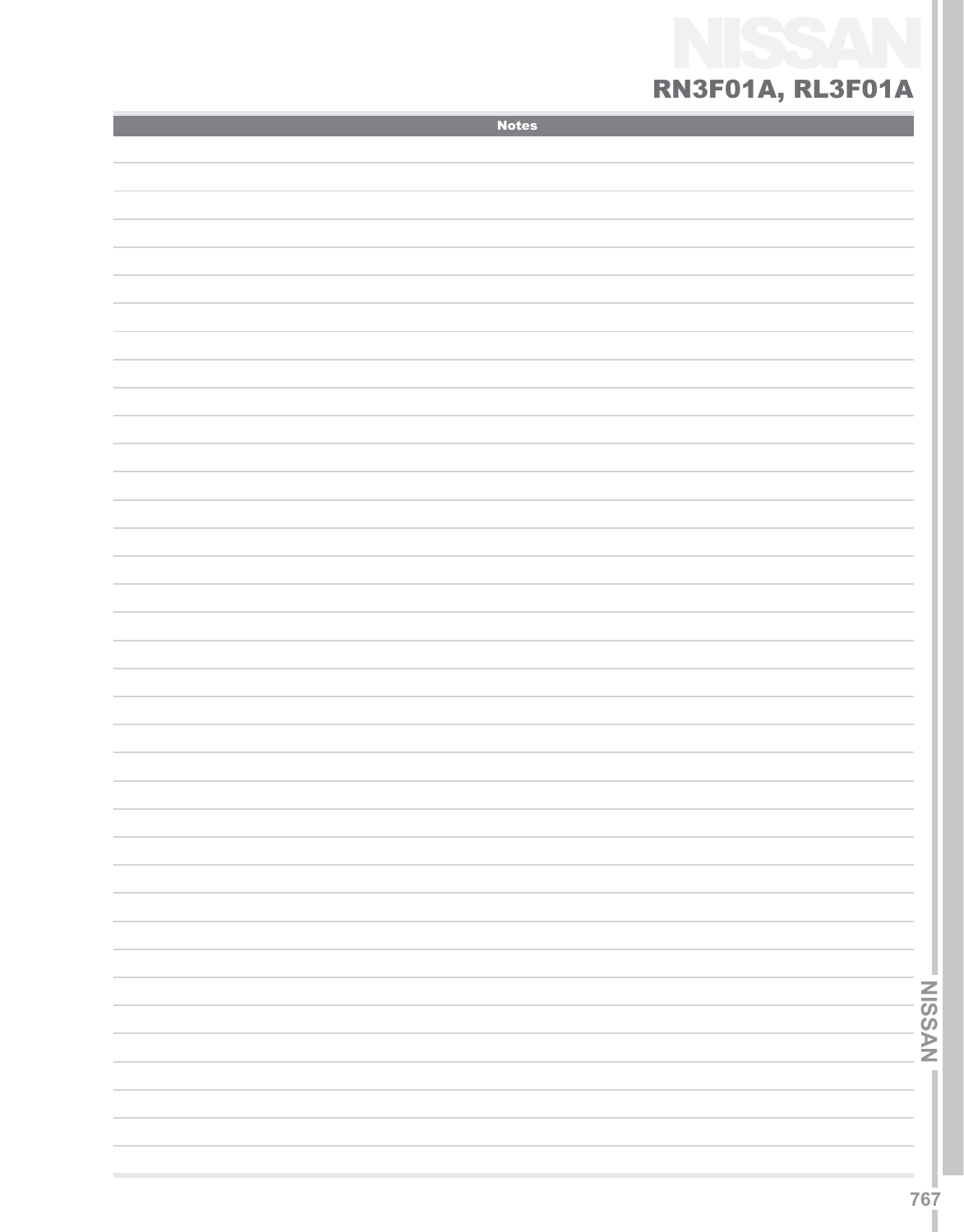Notes